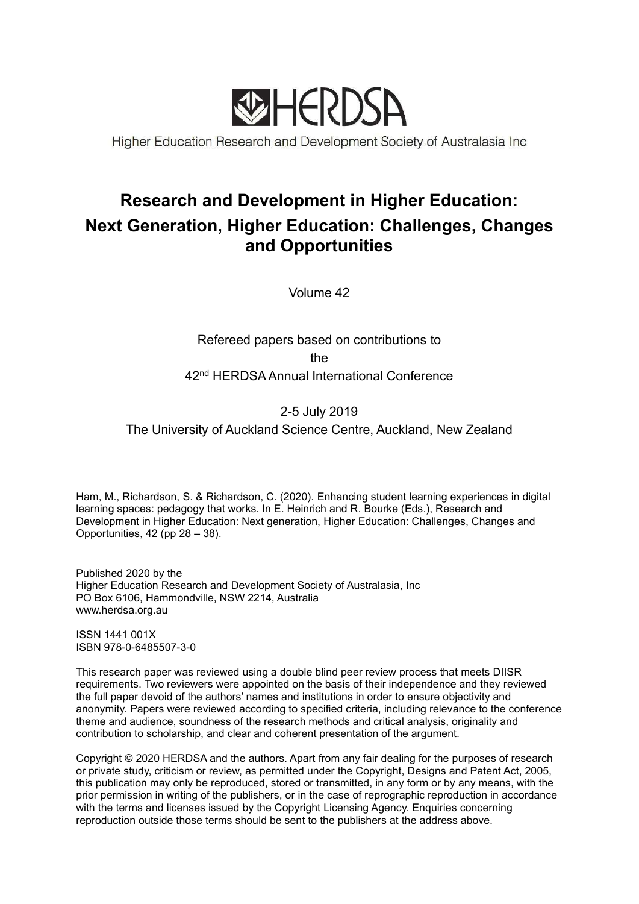HERDSA

Higher Education Research and Development Society of Australasia Inc

# Research and Development in Higher Education: Next Generation, Higher Education: Challenges, Changes and Opportunities

Volume 42

Refereed papers based on contributions to the 42nd HERDSA Annual International Conference

2-5 July 2019

The University of Auckland Science Centre, Auckland, New Zealand

Ham, M., Richardson, S. & Richardson, C. (2020). Enhancing student learning experiences in digital learning spaces: pedagogy that works. In E. Heinrich and R. Bourke (Eds.), Research and Development in Higher Education: Next generation, Higher Education: Challenges, Changes and Opportunities, 42 (pp 28 – 38).

Published 2020 by the
Higher Education Research and Development Society of Australasia, Inc
PO Box 6106, Hammondville, NSW 2214, Australia
www.herdsa.org.au

ISSN 1441 001X
ISBN 978-0-6485507-3-0

This research paper was reviewed using a double blind peer review process that meets DIISR requirements. Two reviewers were appointed on the basis of their independence and they reviewed the full paper devoid of the authors' names and institutions in order to ensure objectivity and anonymity. Papers were reviewed according to specified criteria, including relevance to the conference theme and audience, soundness of the research methods and critical analysis, originality and contribution to scholarship, and clear and coherent presentation of the argument.

Copyright © 2020 HERDSA and the authors. Apart from any fair dealing for the purposes of research or private study, criticism or review, as permitted under the Copyright, Designs and Patent Act, 2005, this publication may only be reproduced, stored or transmitted, in any form or by any means, with the prior permission in writing of the publishers, or in the case of reprographic reproduction in accordance with the terms and licenses issued by the Copyright Licensing Agency. Enquiries concerning reproduction outside those terms should be sent to the publishers at the address above.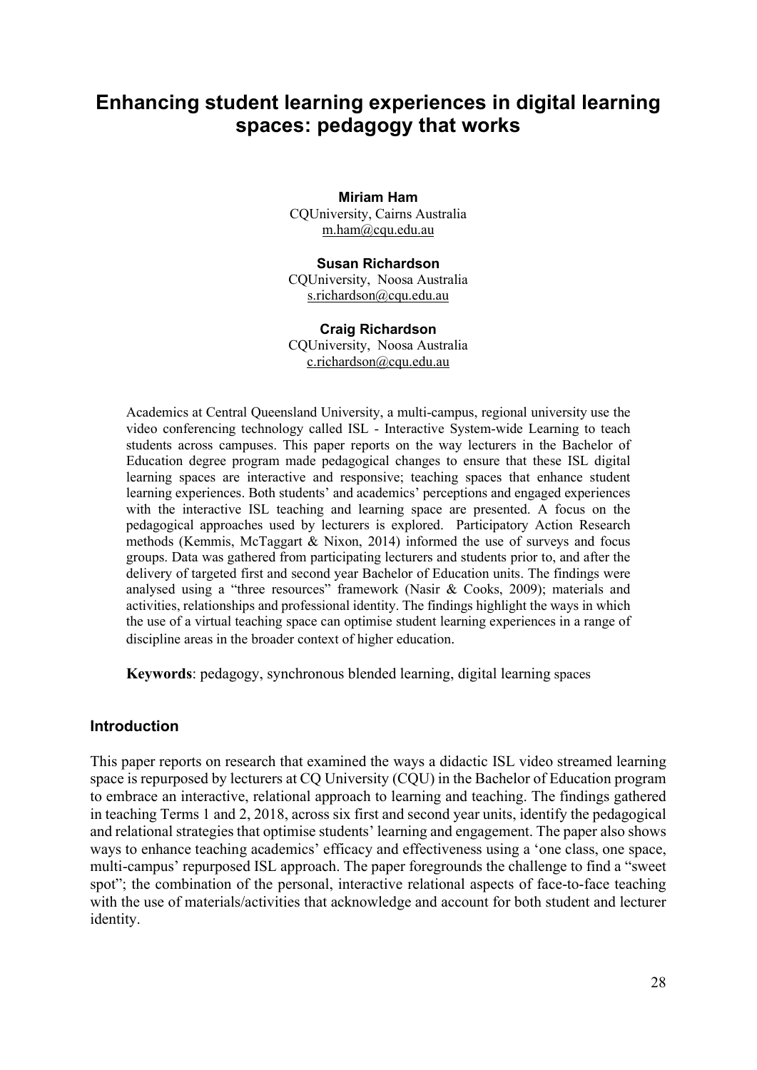# Enhancing student learning experiences in digital learning spaces: pedagogy that works

**Miriam Ham**
CQUniversity, Cairns Australia
m.ham@cqu.edu.au

**Susan Richardson**
CQUniversity, Noosa Australia
s.richardson@cqu.edu.au

**Craig Richardson**
CQUniversity, Noosa Australia
c.richardson@cqu.edu.au

Academics at Central Queensland University, a multi-campus, regional university use the video conferencing technology called ISL - Interactive System-wide Learning to teach students across campuses. This paper reports on the way lecturers in the Bachelor of Education degree program made pedagogical changes to ensure that these ISL digital learning spaces are interactive and responsive; teaching spaces that enhance student learning experiences. Both students' and academics' perceptions and engaged experiences with the interactive ISL teaching and learning space are presented. A focus on the pedagogical approaches used by lecturers is explored. Participatory Action Research methods (Kemmis, McTaggart & Nixon, 2014) informed the use of surveys and focus groups. Data was gathered from participating lecturers and students prior to, and after the delivery of targeted first and second year Bachelor of Education units. The findings were analysed using a "three resources" framework (Nasir & Cooks, 2009); materials and activities, relationships and professional identity. The findings highlight the ways in which the use of a virtual teaching space can optimise student learning experiences in a range of discipline areas in the broader context of higher education.

**Keywords**: pedagogy, synchronous blended learning, digital learning spaces

## Introduction

This paper reports on research that examined the ways a didactic ISL video streamed learning space is repurposed by lecturers at CQ University (CQU) in the Bachelor of Education program to embrace an interactive, relational approach to learning and teaching. The findings gathered in teaching Terms 1 and 2, 2018, across six first and second year units, identify the pedagogical and relational strategies that optimise students' learning and engagement. The paper also shows ways to enhance teaching academics' efficacy and effectiveness using a 'one class, one space, multi-campus' repurposed ISL approach. The paper foregrounds the challenge to find a "sweet spot"; the combination of the personal, interactive relational aspects of face-to-face teaching with the use of materials/activities that acknowledge and account for both student and lecturer identity.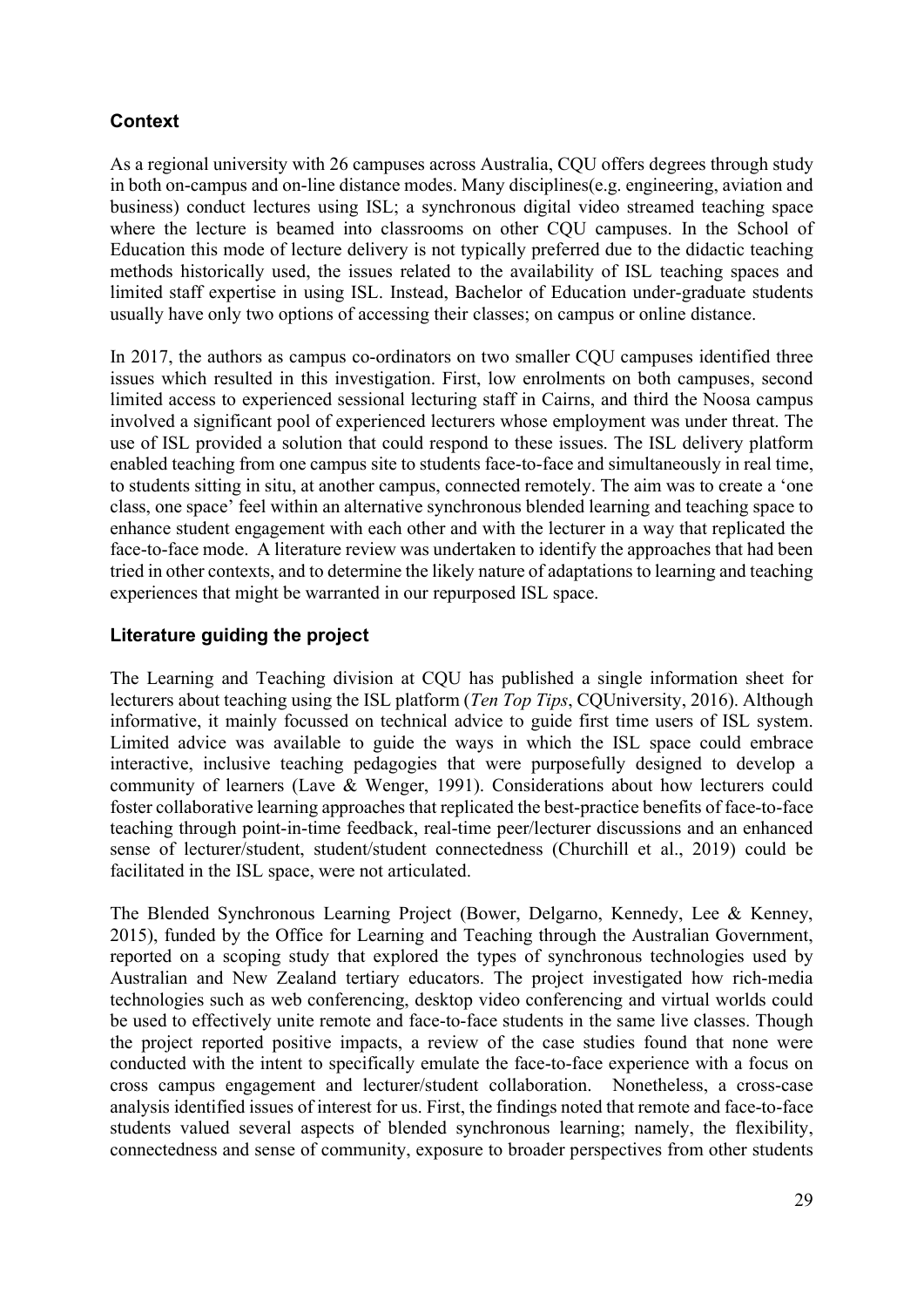## Context

As a regional university with 26 campuses across Australia, CQU offers degrees through study in both on-campus and on-line distance modes. Many disciplines(e.g. engineering, aviation and business) conduct lectures using ISL; a synchronous digital video streamed teaching space where the lecture is beamed into classrooms on other CQU campuses. In the School of Education this mode of lecture delivery is not typically preferred due to the didactic teaching methods historically used, the issues related to the availability of ISL teaching spaces and limited staff expertise in using ISL. Instead, Bachelor of Education under-graduate students usually have only two options of accessing their classes; on campus or online distance.

In 2017, the authors as campus co-ordinators on two smaller CQU campuses identified three issues which resulted in this investigation. First, low enrolments on both campuses, second limited access to experienced sessional lecturing staff in Cairns, and third the Noosa campus involved a significant pool of experienced lecturers whose employment was under threat. The use of ISL provided a solution that could respond to these issues. The ISL delivery platform enabled teaching from one campus site to students face-to-face and simultaneously in real time, to students sitting in situ, at another campus, connected remotely. The aim was to create a 'one class, one space' feel within an alternative synchronous blended learning and teaching space to enhance student engagement with each other and with the lecturer in a way that replicated the face-to-face mode. A literature review was undertaken to identify the approaches that had been tried in other contexts, and to determine the likely nature of adaptations to learning and teaching experiences that might be warranted in our repurposed ISL space.

## Literature guiding the project

The Learning and Teaching division at CQU has published a single information sheet for lecturers about teaching using the ISL platform (*Ten Top Tips*, CQUniversity, 2016). Although informative, it mainly focussed on technical advice to guide first time users of ISL system. Limited advice was available to guide the ways in which the ISL space could embrace interactive, inclusive teaching pedagogies that were purposefully designed to develop a community of learners (Lave & Wenger, 1991). Considerations about how lecturers could foster collaborative learning approaches that replicated the best-practice benefits of face-to-face teaching through point-in-time feedback, real-time peer/lecturer discussions and an enhanced sense of lecturer/student, student/student connectedness (Churchill et al., 2019) could be facilitated in the ISL space, were not articulated.

The Blended Synchronous Learning Project (Bower, Delgarno, Kennedy, Lee & Kenney, 2015), funded by the Office for Learning and Teaching through the Australian Government, reported on a scoping study that explored the types of synchronous technologies used by Australian and New Zealand tertiary educators. The project investigated how rich-media technologies such as web conferencing, desktop video conferencing and virtual worlds could be used to effectively unite remote and face-to-face students in the same live classes. Though the project reported positive impacts, a review of the case studies found that none were conducted with the intent to specifically emulate the face-to-face experience with a focus on cross campus engagement and lecturer/student collaboration. Nonetheless, a cross-case analysis identified issues of interest for us. First, the findings noted that remote and face-to-face students valued several aspects of blended synchronous learning; namely, the flexibility, connectedness and sense of community, exposure to broader perspectives from other students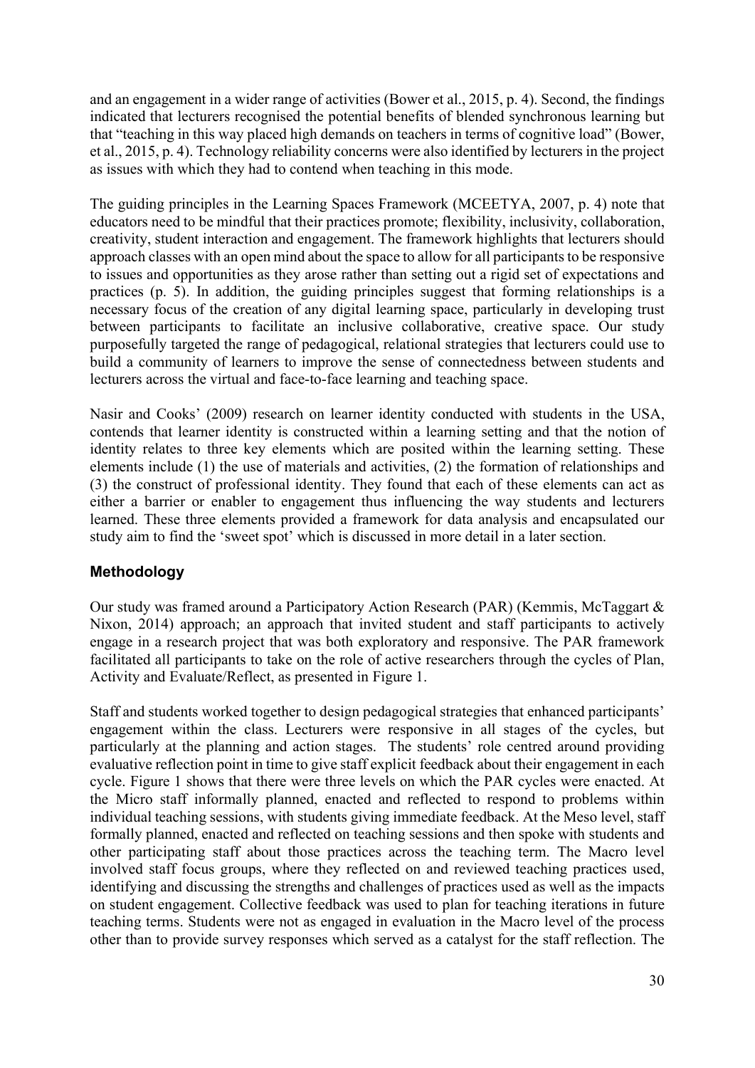and an engagement in a wider range of activities (Bower et al., 2015, p. 4). Second, the findings indicated that lecturers recognised the potential benefits of blended synchronous learning but that "teaching in this way placed high demands on teachers in terms of cognitive load" (Bower, et al., 2015, p. 4). Technology reliability concerns were also identified by lecturers in the project as issues with which they had to contend when teaching in this mode.

The guiding principles in the Learning Spaces Framework (MCEETYA, 2007, p. 4) note that educators need to be mindful that their practices promote; flexibility, inclusivity, collaboration, creativity, student interaction and engagement. The framework highlights that lecturers should approach classes with an open mind about the space to allow for all participants to be responsive to issues and opportunities as they arose rather than setting out a rigid set of expectations and practices (p. 5). In addition, the guiding principles suggest that forming relationships is a necessary focus of the creation of any digital learning space, particularly in developing trust between participants to facilitate an inclusive collaborative, creative space. Our study purposefully targeted the range of pedagogical, relational strategies that lecturers could use to build a community of learners to improve the sense of connectedness between students and lecturers across the virtual and face-to-face learning and teaching space.

Nasir and Cooks' (2009) research on learner identity conducted with students in the USA, contends that learner identity is constructed within a learning setting and that the notion of identity relates to three key elements which are posited within the learning setting. These elements include (1) the use of materials and activities, (2) the formation of relationships and (3) the construct of professional identity. They found that each of these elements can act as either a barrier or enabler to engagement thus influencing the way students and lecturers learned. These three elements provided a framework for data analysis and encapsulated our study aim to find the 'sweet spot' which is discussed in more detail in a later section.

## Methodology

Our study was framed around a Participatory Action Research (PAR) (Kemmis, McTaggart & Nixon, 2014) approach; an approach that invited student and staff participants to actively engage in a research project that was both exploratory and responsive. The PAR framework facilitated all participants to take on the role of active researchers through the cycles of Plan, Activity and Evaluate/Reflect, as presented in Figure 1.

Staff and students worked together to design pedagogical strategies that enhanced participants' engagement within the class. Lecturers were responsive in all stages of the cycles, but particularly at the planning and action stages. The students' role centred around providing evaluative reflection point in time to give staff explicit feedback about their engagement in each cycle. Figure 1 shows that there were three levels on which the PAR cycles were enacted. At the Micro staff informally planned, enacted and reflected to respond to problems within individual teaching sessions, with students giving immediate feedback. At the Meso level, staff formally planned, enacted and reflected on teaching sessions and then spoke with students and other participating staff about those practices across the teaching term. The Macro level involved staff focus groups, where they reflected on and reviewed teaching practices used, identifying and discussing the strengths and challenges of practices used as well as the impacts on student engagement. Collective feedback was used to plan for teaching iterations in future teaching terms. Students were not as engaged in evaluation in the Macro level of the process other than to provide survey responses which served as a catalyst for the staff reflection. The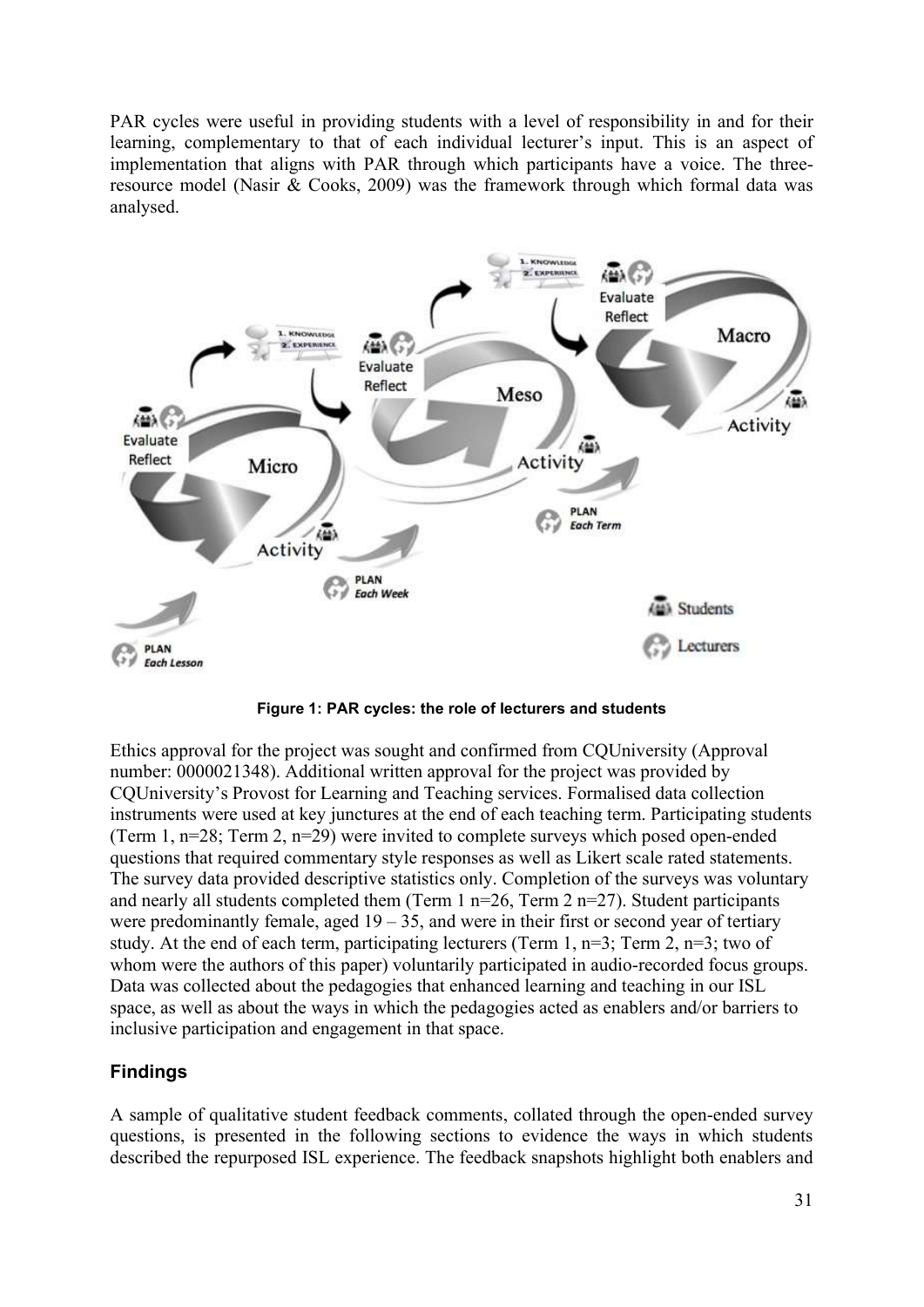PAR cycles were useful in providing students with a level of responsibility in and for their learning, complementary to that of each individual lecturer's input. This is an aspect of implementation that aligns with PAR through which participants have a voice. The three-resource model (Nasir & Cooks, 2009) was the framework through which formal data was analysed.

**Figure 1: PAR cycles: the role of lecturers and students**

Ethics approval for the project was sought and confirmed from CQUniversity (Approval number: 0000021348). Additional written approval for the project was provided by CQUniversity's Provost for Learning and Teaching services. Formalised data collection instruments were used at key junctures at the end of each teaching term. Participating students (Term 1, n=28; Term 2, n=29) were invited to complete surveys which posed open-ended questions that required commentary style responses as well as Likert scale rated statements. The survey data provided descriptive statistics only. Completion of the surveys was voluntary and nearly all students completed them (Term 1 n=26, Term 2 n=27). Student participants were predominantly female, aged 19 – 35, and were in their first or second year of tertiary study. At the end of each term, participating lecturers (Term 1, n=3; Term 2, n=3; two of whom were the authors of this paper) voluntarily participated in audio-recorded focus groups. Data was collected about the pedagogies that enhanced learning and teaching in our ISL space, as well as about the ways in which the pedagogies acted as enablers and/or barriers to inclusive participation and engagement in that space.

## Findings

A sample of qualitative student feedback comments, collated through the open-ended survey questions, is presented in the following sections to evidence the ways in which students described the repurposed ISL experience. The feedback snapshots highlight both enablers and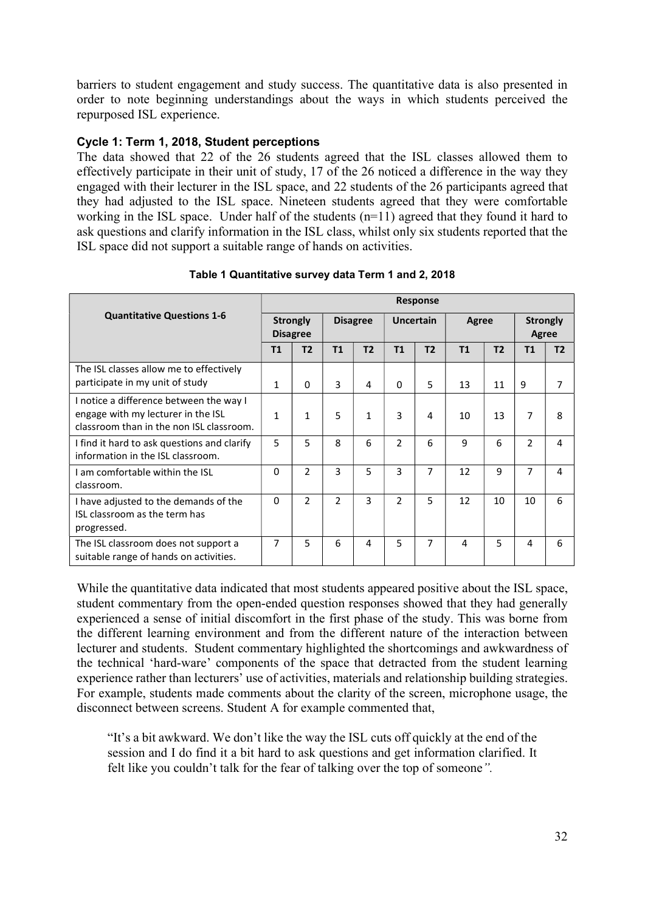barriers to student engagement and study success. The quantitative data is also presented in order to note beginning understandings about the ways in which students perceived the repurposed ISL experience.

### Cycle 1: Term 1, 2018, Student perceptions

The data showed that 22 of the 26 students agreed that the ISL classes allowed them to effectively participate in their unit of study, 17 of the 26 noticed a difference in the way they engaged with their lecturer in the ISL space, and 22 students of the 26 participants agreed that they had adjusted to the ISL space. Nineteen students agreed that they were comfortable working in the ISL space. Under half of the students (n=11) agreed that they found it hard to ask questions and clarify information in the ISL class, whilst only six students reported that the ISL space did not support a suitable range of hands on activities.

**Table 1 Quantitative survey data Term 1 and 2, 2018**

| Quantitative Questions 1-6 | Response | | | | | | | | | |
|---|---|---|---|---|---|---|---|---|---|---|
| | Strongly Disagree | | Disagree | | Uncertain | | Agree | | Strongly Agree | |
| | T1 | T2 | T1 | T2 | T1 | T2 | T1 | T2 | T1 | T2 |
| The ISL classes allow me to effectively participate in my unit of study | 1 | 0 | 3 | 4 | 0 | 5 | 13 | 11 | 9 | 7 |
| I notice a difference between the way I engage with my lecturer in the ISL classroom than in the non ISL classroom. | 1 | 1 | 5 | 1 | 3 | 4 | 10 | 13 | 7 | 8 |
| I find it hard to ask questions and clarify information in the ISL classroom. | 5 | 5 | 8 | 6 | 2 | 6 | 9 | 6 | 2 | 4 |
| I am comfortable within the ISL classroom. | 0 | 2 | 3 | 5 | 3 | 7 | 12 | 9 | 7 | 4 |
| I have adjusted to the demands of the ISL classroom as the term has progressed. | 0 | 2 | 2 | 3 | 2 | 5 | 12 | 10 | 10 | 6 |
| The ISL classroom does not support a suitable range of hands on activities. | 7 | 5 | 6 | 4 | 5 | 7 | 4 | 5 | 4 | 6 |

While the quantitative data indicated that most students appeared positive about the ISL space, student commentary from the open-ended question responses showed that they had generally experienced a sense of initial discomfort in the first phase of the study. This was borne from the different learning environment and from the different nature of the interaction between lecturer and students. Student commentary highlighted the shortcomings and awkwardness of the technical 'hard-ware' components of the space that detracted from the student learning experience rather than lecturers' use of activities, materials and relationship building strategies. For example, students made comments about the clarity of the screen, microphone usage, the disconnect between screens. Student A for example commented that,

> "It's a bit awkward. We don't like the way the ISL cuts off quickly at the end of the session and I do find it a bit hard to ask questions and get information clarified. It felt like you couldn't talk for the fear of talking over the top of someone*".*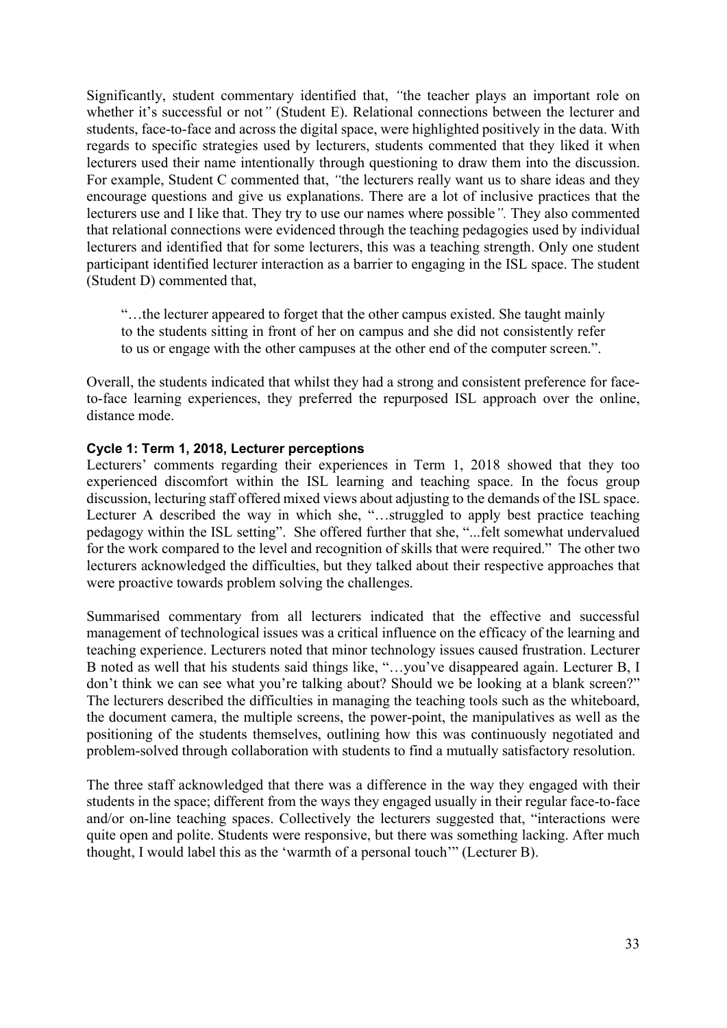Significantly, student commentary identified that, *"*the teacher plays an important role on whether it's successful or not*"* (Student E). Relational connections between the lecturer and students, face-to-face and across the digital space, were highlighted positively in the data. With regards to specific strategies used by lecturers, students commented that they liked it when lecturers used their name intentionally through questioning to draw them into the discussion. For example, Student C commented that, *"*the lecturers really want us to share ideas and they encourage questions and give us explanations. There are a lot of inclusive practices that the lecturers use and I like that. They try to use our names where possible*".* They also commented that relational connections were evidenced through the teaching pedagogies used by individual lecturers and identified that for some lecturers, this was a teaching strength. Only one student participant identified lecturer interaction as a barrier to engaging in the ISL space. The student (Student D) commented that,

> "…the lecturer appeared to forget that the other campus existed. She taught mainly to the students sitting in front of her on campus and she did not consistently refer to us or engage with the other campuses at the other end of the computer screen.".

Overall, the students indicated that whilst they had a strong and consistent preference for face-to-face learning experiences, they preferred the repurposed ISL approach over the online, distance mode.

#### Cycle 1: Term 1, 2018, Lecturer perceptions

Lecturers' comments regarding their experiences in Term 1, 2018 showed that they too experienced discomfort within the ISL learning and teaching space. In the focus group discussion, lecturing staff offered mixed views about adjusting to the demands of the ISL space. Lecturer A described the way in which she, "…struggled to apply best practice teaching pedagogy within the ISL setting". She offered further that she, "...felt somewhat undervalued for the work compared to the level and recognition of skills that were required." The other two lecturers acknowledged the difficulties, but they talked about their respective approaches that were proactive towards problem solving the challenges.

Summarised commentary from all lecturers indicated that the effective and successful management of technological issues was a critical influence on the efficacy of the learning and teaching experience. Lecturers noted that minor technology issues caused frustration. Lecturer B noted as well that his students said things like, "…you've disappeared again. Lecturer B, I don't think we can see what you're talking about? Should we be looking at a blank screen?" The lecturers described the difficulties in managing the teaching tools such as the whiteboard, the document camera, the multiple screens, the power-point, the manipulatives as well as the positioning of the students themselves, outlining how this was continuously negotiated and problem-solved through collaboration with students to find a mutually satisfactory resolution.

The three staff acknowledged that there was a difference in the way they engaged with their students in the space; different from the ways they engaged usually in their regular face-to-face and/or on-line teaching spaces. Collectively the lecturers suggested that, "interactions were quite open and polite. Students were responsive, but there was something lacking. After much thought, I would label this as the 'warmth of a personal touch'" (Lecturer B).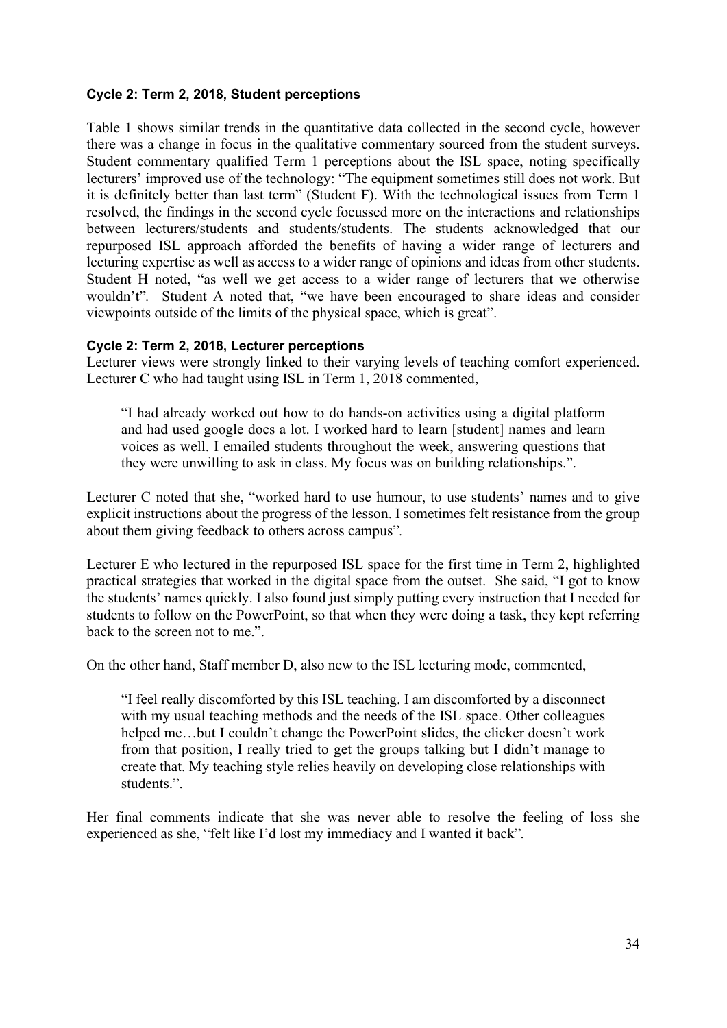**Cycle 2: Term 2, 2018, Student perceptions**

Table 1 shows similar trends in the quantitative data collected in the second cycle, however there was a change in focus in the qualitative commentary sourced from the student surveys. Student commentary qualified Term 1 perceptions about the ISL space, noting specifically lecturers' improved use of the technology: "The equipment sometimes still does not work. But it is definitely better than last term" (Student F). With the technological issues from Term 1 resolved, the findings in the second cycle focussed more on the interactions and relationships between lecturers/students and students/students. The students acknowledged that our repurposed ISL approach afforded the benefits of having a wider range of lecturers and lecturing expertise as well as access to a wider range of opinions and ideas from other students. Student H noted, "as well we get access to a wider range of lecturers that we otherwise wouldn't". Student A noted that, "we have been encouraged to share ideas and consider viewpoints outside of the limits of the physical space, which is great".

**Cycle 2: Term 2, 2018, Lecturer perceptions**

Lecturer views were strongly linked to their varying levels of teaching comfort experienced. Lecturer C who had taught using ISL in Term 1, 2018 commented,

> "I had already worked out how to do hands-on activities using a digital platform and had used google docs a lot. I worked hard to learn [student] names and learn voices as well. I emailed students throughout the week, answering questions that they were unwilling to ask in class. My focus was on building relationships.".

Lecturer C noted that she, "worked hard to use humour, to use students' names and to give explicit instructions about the progress of the lesson. I sometimes felt resistance from the group about them giving feedback to others across campus".

Lecturer E who lectured in the repurposed ISL space for the first time in Term 2, highlighted practical strategies that worked in the digital space from the outset. She said, "I got to know the students' names quickly. I also found just simply putting every instruction that I needed for students to follow on the PowerPoint, so that when they were doing a task, they kept referring back to the screen not to me.".

On the other hand, Staff member D, also new to the ISL lecturing mode, commented,

> "I feel really discomforted by this ISL teaching. I am discomforted by a disconnect with my usual teaching methods and the needs of the ISL space. Other colleagues helped me…but I couldn't change the PowerPoint slides, the clicker doesn't work from that position, I really tried to get the groups talking but I didn't manage to create that. My teaching style relies heavily on developing close relationships with students.".

Her final comments indicate that she was never able to resolve the feeling of loss she experienced as she, "felt like I'd lost my immediacy and I wanted it back".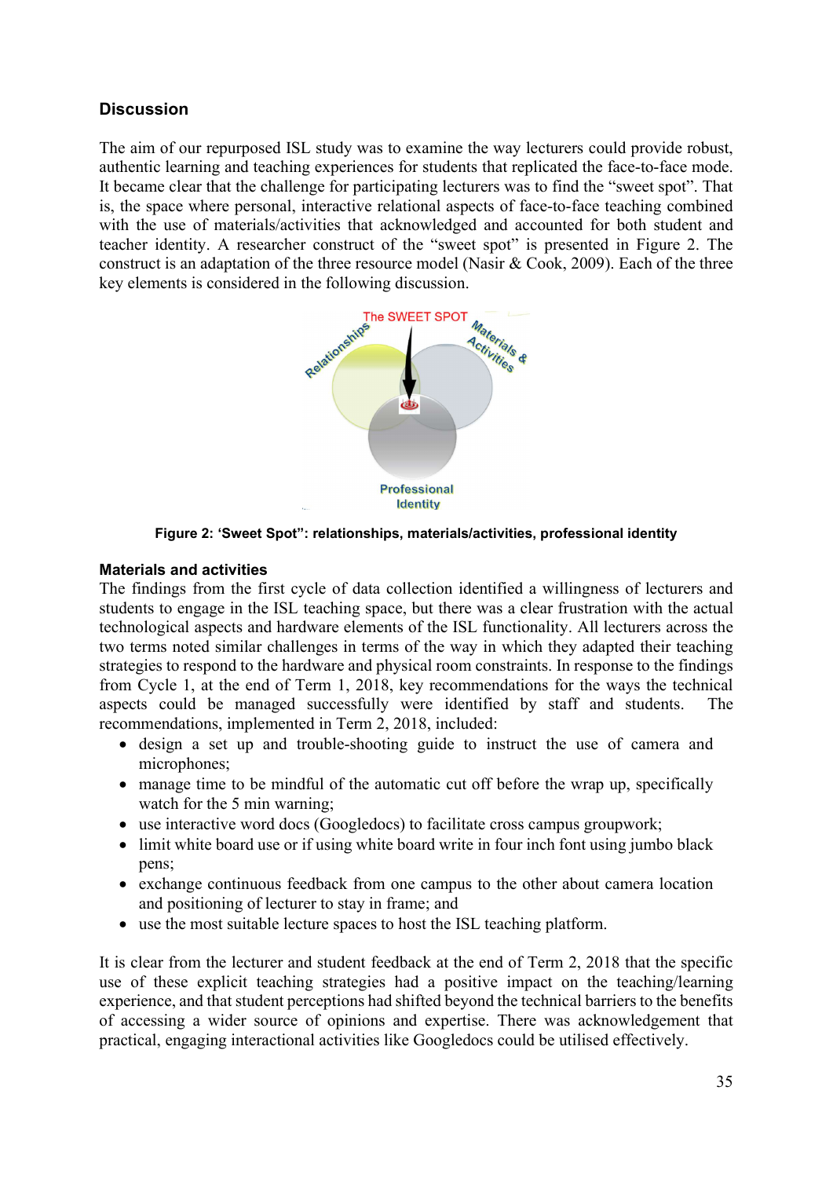## Discussion

The aim of our repurposed ISL study was to examine the way lecturers could provide robust, authentic learning and teaching experiences for students that replicated the face-to-face mode. It became clear that the challenge for participating lecturers was to find the "sweet spot". That is, the space where personal, interactive relational aspects of face-to-face teaching combined with the use of materials/activities that acknowledged and accounted for both student and teacher identity. A researcher construct of the "sweet spot" is presented in Figure 2. The construct is an adaptation of the three resource model (Nasir & Cook, 2009). Each of the three key elements is considered in the following discussion.

**Figure 2: 'Sweet Spot": relationships, materials/activities, professional identity**

### Materials and activities

The findings from the first cycle of data collection identified a willingness of lecturers and students to engage in the ISL teaching space, but there was a clear frustration with the actual technological aspects and hardware elements of the ISL functionality. All lecturers across the two terms noted similar challenges in terms of the way in which they adapted their teaching strategies to respond to the hardware and physical room constraints. In response to the findings from Cycle 1, at the end of Term 1, 2018, key recommendations for the ways the technical aspects could be managed successfully were identified by staff and students. The recommendations, implemented in Term 2, 2018, included:

- design a set up and trouble-shooting guide to instruct the use of camera and microphones;
- manage time to be mindful of the automatic cut off before the wrap up, specifically watch for the 5 min warning;
- use interactive word docs (Googledocs) to facilitate cross campus groupwork;
- limit white board use or if using white board write in four inch font using jumbo black pens;
- exchange continuous feedback from one campus to the other about camera location and positioning of lecturer to stay in frame; and
- use the most suitable lecture spaces to host the ISL teaching platform.

It is clear from the lecturer and student feedback at the end of Term 2, 2018 that the specific use of these explicit teaching strategies had a positive impact on the teaching/learning experience, and that student perceptions had shifted beyond the technical barriers to the benefits of accessing a wider source of opinions and expertise. There was acknowledgement that practical, engaging interactional activities like Googledocs could be utilised effectively.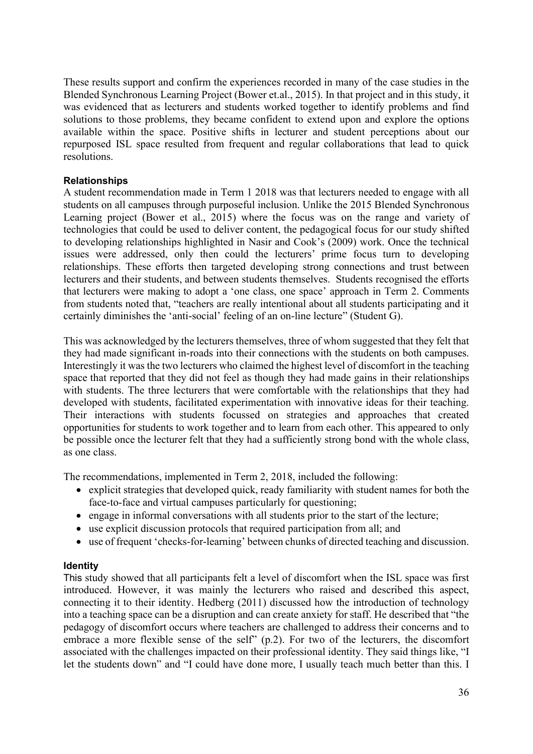These results support and confirm the experiences recorded in many of the case studies in the Blended Synchronous Learning Project (Bower et.al., 2015). In that project and in this study, it was evidenced that as lecturers and students worked together to identify problems and find solutions to those problems, they became confident to extend upon and explore the options available within the space. Positive shifts in lecturer and student perceptions about our repurposed ISL space resulted from frequent and regular collaborations that lead to quick resolutions.

### Relationships

A student recommendation made in Term 1 2018 was that lecturers needed to engage with all students on all campuses through purposeful inclusion. Unlike the 2015 Blended Synchronous Learning project (Bower et al., 2015) where the focus was on the range and variety of technologies that could be used to deliver content, the pedagogical focus for our study shifted to developing relationships highlighted in Nasir and Cook's (2009) work. Once the technical issues were addressed, only then could the lecturers' prime focus turn to developing relationships. These efforts then targeted developing strong connections and trust between lecturers and their students, and between students themselves. Students recognised the efforts that lecturers were making to adopt a 'one class, one space' approach in Term 2. Comments from students noted that, "teachers are really intentional about all students participating and it certainly diminishes the 'anti-social' feeling of an on-line lecture" (Student G).

This was acknowledged by the lecturers themselves, three of whom suggested that they felt that they had made significant in-roads into their connections with the students on both campuses. Interestingly it was the two lecturers who claimed the highest level of discomfort in the teaching space that reported that they did not feel as though they had made gains in their relationships with students. The three lecturers that were comfortable with the relationships that they had developed with students, facilitated experimentation with innovative ideas for their teaching. Their interactions with students focussed on strategies and approaches that created opportunities for students to work together and to learn from each other. This appeared to only be possible once the lecturer felt that they had a sufficiently strong bond with the whole class, as one class.

The recommendations, implemented in Term 2, 2018, included the following:

- explicit strategies that developed quick, ready familiarity with student names for both the face-to-face and virtual campuses particularly for questioning;
- engage in informal conversations with all students prior to the start of the lecture;
- use explicit discussion protocols that required participation from all; and
- use of frequent 'checks-for-learning' between chunks of directed teaching and discussion.

### Identity

This study showed that all participants felt a level of discomfort when the ISL space was first introduced. However, it was mainly the lecturers who raised and described this aspect, connecting it to their identity. Hedberg (2011) discussed how the introduction of technology into a teaching space can be a disruption and can create anxiety for staff. He described that "the pedagogy of discomfort occurs where teachers are challenged to address their concerns and to embrace a more flexible sense of the self" (p.2). For two of the lecturers, the discomfort associated with the challenges impacted on their professional identity. They said things like, "I let the students down" and "I could have done more, I usually teach much better than this. I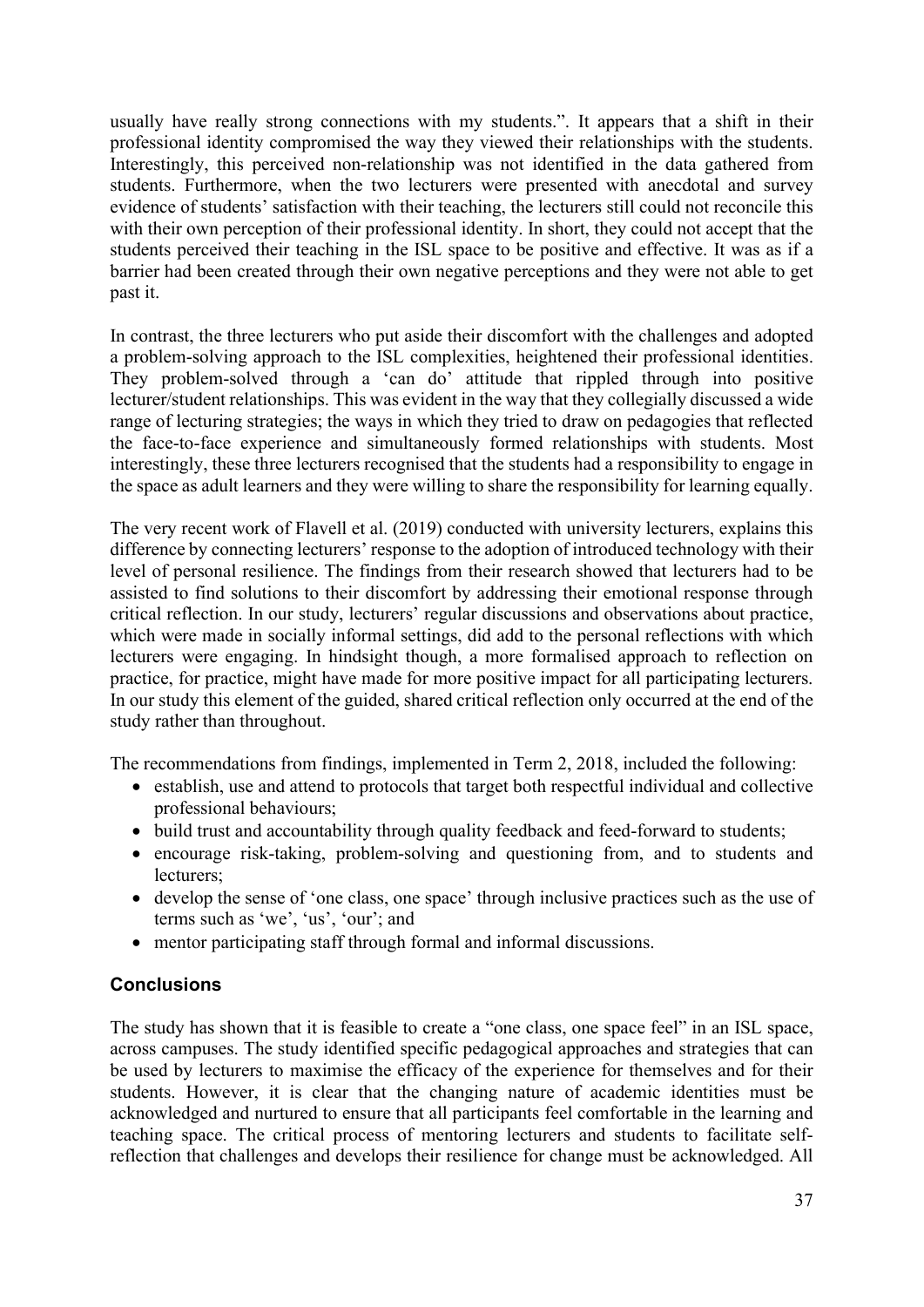usually have really strong connections with my students.". It appears that a shift in their professional identity compromised the way they viewed their relationships with the students. Interestingly, this perceived non-relationship was not identified in the data gathered from students. Furthermore, when the two lecturers were presented with anecdotal and survey evidence of students' satisfaction with their teaching, the lecturers still could not reconcile this with their own perception of their professional identity. In short, they could not accept that the students perceived their teaching in the ISL space to be positive and effective. It was as if a barrier had been created through their own negative perceptions and they were not able to get past it.

In contrast, the three lecturers who put aside their discomfort with the challenges and adopted a problem-solving approach to the ISL complexities, heightened their professional identities. They problem-solved through a 'can do' attitude that rippled through into positive lecturer/student relationships. This was evident in the way that they collegially discussed a wide range of lecturing strategies; the ways in which they tried to draw on pedagogies that reflected the face-to-face experience and simultaneously formed relationships with students. Most interestingly, these three lecturers recognised that the students had a responsibility to engage in the space as adult learners and they were willing to share the responsibility for learning equally.

The very recent work of Flavell et al. (2019) conducted with university lecturers, explains this difference by connecting lecturers' response to the adoption of introduced technology with their level of personal resilience. The findings from their research showed that lecturers had to be assisted to find solutions to their discomfort by addressing their emotional response through critical reflection. In our study, lecturers' regular discussions and observations about practice, which were made in socially informal settings, did add to the personal reflections with which lecturers were engaging. In hindsight though, a more formalised approach to reflection on practice, for practice, might have made for more positive impact for all participating lecturers. In our study this element of the guided, shared critical reflection only occurred at the end of the study rather than throughout.

The recommendations from findings, implemented in Term 2, 2018, included the following:

- establish, use and attend to protocols that target both respectful individual and collective professional behaviours;
- build trust and accountability through quality feedback and feed-forward to students;
- encourage risk-taking, problem-solving and questioning from, and to students and lecturers;
- develop the sense of 'one class, one space' through inclusive practices such as the use of terms such as 'we', 'us', 'our'; and
- mentor participating staff through formal and informal discussions.

## Conclusions

The study has shown that it is feasible to create a "one class, one space feel" in an ISL space, across campuses. The study identified specific pedagogical approaches and strategies that can be used by lecturers to maximise the efficacy of the experience for themselves and for their students. However, it is clear that the changing nature of academic identities must be acknowledged and nurtured to ensure that all participants feel comfortable in the learning and teaching space. The critical process of mentoring lecturers and students to facilitate self-reflection that challenges and develops their resilience for change must be acknowledged. All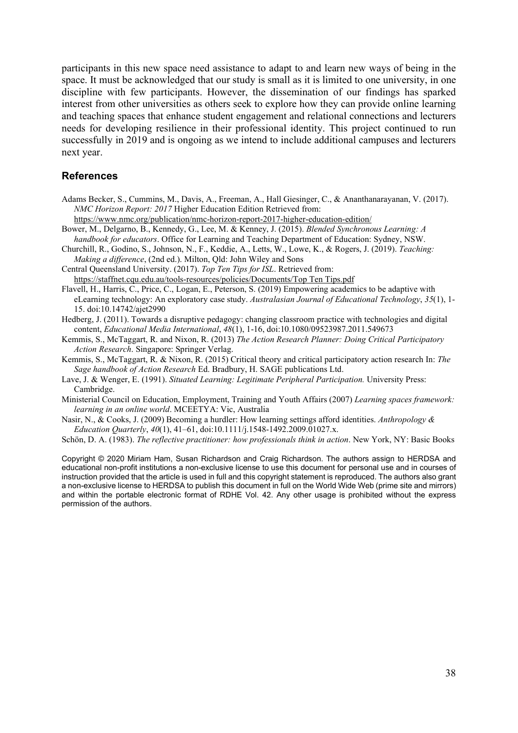participants in this new space need assistance to adapt to and learn new ways of being in the space. It must be acknowledged that our study is small as it is limited to one university, in one discipline with few participants. However, the dissemination of our findings has sparked interest from other universities as others seek to explore how they can provide online learning and teaching spaces that enhance student engagement and relational connections and lecturers needs for developing resilience in their professional identity. This project continued to run successfully in 2019 and is ongoing as we intend to include additional campuses and lecturers next year.

## References

Adams Becker, S., Cummins, M., Davis, A., Freeman, A., Hall Giesinger, C., & Ananthanarayanan, V. (2017). *NMC Horizon Report: 2017* Higher Education Edition Retrieved from: https://www.nmc.org/publication/nmc-horizon-report-2017-higher-education-edition/

Bower, M., Delgarno, B., Kennedy, G., Lee, M. & Kenney, J. (2015). *Blended Synchronous Learning: A handbook for educators*. Office for Learning and Teaching Department of Education: Sydney, NSW.

Churchill, R., Godino, S., Johnson, N., F., Keddie, A., Letts, W., Lowe, K., & Rogers, J. (2019). *Teaching: Making a difference*, (2nd ed.). Milton, Qld: John Wiley and Sons

Central Queensland University. (2017). *Top Ten Tips for ISL*. Retrieved from: https://staffnet.cqu.edu.au/tools-resources/policies/Documents/Top Ten Tips.pdf

Flavell, H., Harris, C., Price, C., Logan, E., Peterson, S. (2019) Empowering academics to be adaptive with eLearning technology: An exploratory case study. *Australasian Journal of Educational Technology*, *35*(1), 1-15. doi:10.14742/ajet2990

Hedberg, J. (2011). Towards a disruptive pedagogy: changing classroom practice with technologies and digital content, *Educational Media International*, *48*(1), 1-16, doi:10.1080/09523987.2011.549673

Kemmis, S., McTaggart, R. and Nixon, R. (2013) *The Action Research Planner: Doing Critical Participatory Action Research*. Singapore: Springer Verlag.

Kemmis, S., McTaggart, R. & Nixon, R. (2015) Critical theory and critical participatory action research In: *The Sage handbook of Action Research* Ed. Bradbury, H. SAGE publications Ltd.

Lave, J. & Wenger, E. (1991). *Situated Learning: Legitimate Peripheral Participation.* University Press: Cambridge.

Ministerial Council on Education, Employment, Training and Youth Affairs (2007) *Learning spaces framework: learning in an online world*. MCEETYA: Vic, Australia

Nasir, N., & Cooks, J. (2009) Becoming a hurdler: How learning settings afford identities. *Anthropology & Education Quarterly*, *40*(1), 41–61, doi:10.1111/j.1548-1492.2009.01027.x.

Schön, D. A. (1983). *The reflective practitioner: how professionals think in action*. New York, NY: Basic Books

Copyright © 2020 Miriam Ham, Susan Richardson and Craig Richardson. The authors assign to HERDSA and educational non-profit institutions a non-exclusive license to use this document for personal use and in courses of instruction provided that the article is used in full and this copyright statement is reproduced. The authors also grant a non-exclusive license to HERDSA to publish this document in full on the World Wide Web (prime site and mirrors) and within the portable electronic format of RDHE Vol. 42. Any other usage is prohibited without the express permission of the authors.